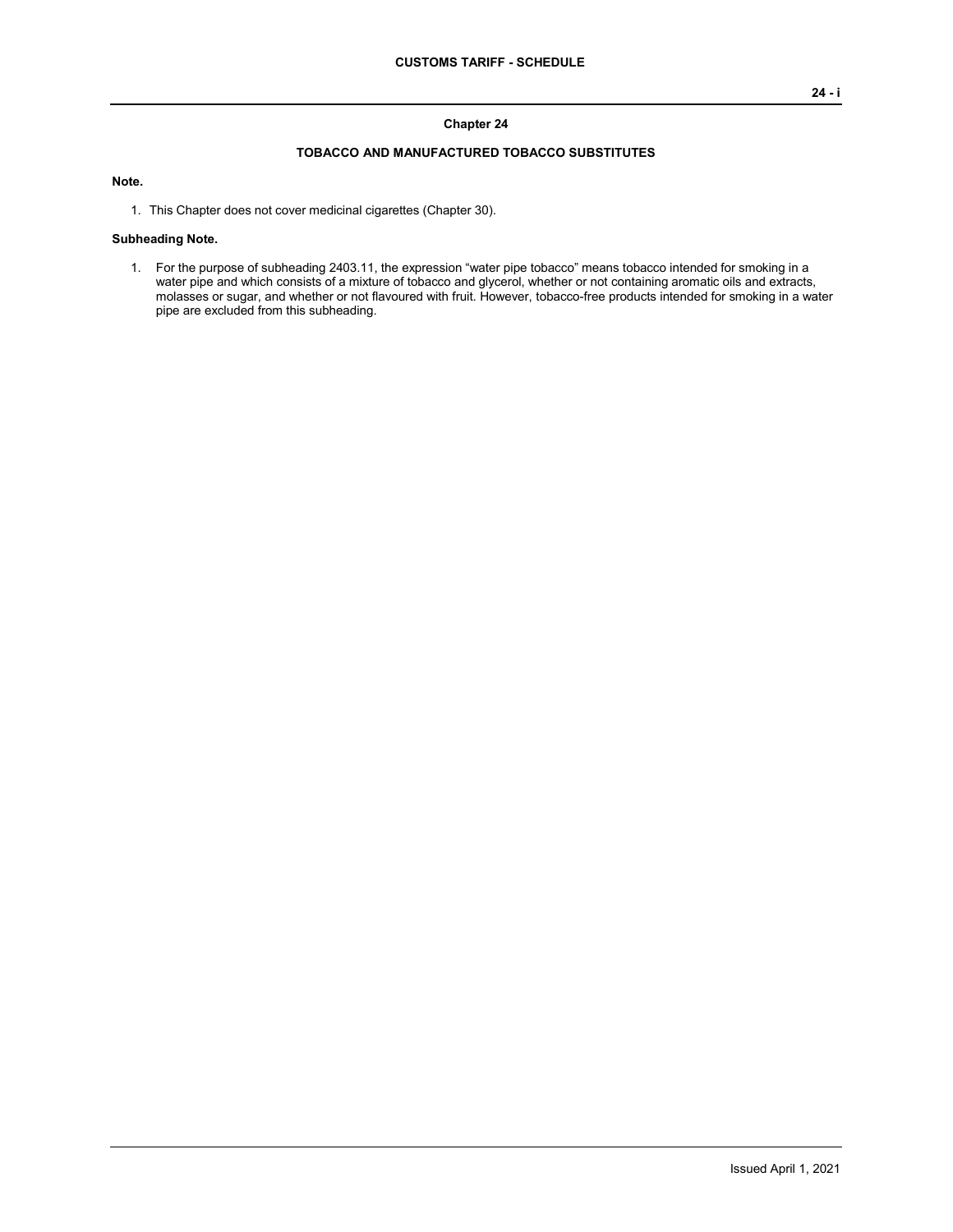# Chapter 24

## TOBACCO AND MANUFACTURED TOBACCO SUBSTITUTES

**Note.**

1. This Chapter does not cover medicinal cigarettes (Chapter 30).

**Subheading Note.**

1. For the purpose of subheading 2403.11, the expression "water pipe tobacco" means tobacco intended for smoking in a water pipe and which consists of a mixture of tobacco and glycerol, whether or not containing aromatic oils and extracts, molasses or sugar, and whether or not flavoured with fruit. However, tobacco-free products intended for smoking in a water pipe are excluded from this subheading.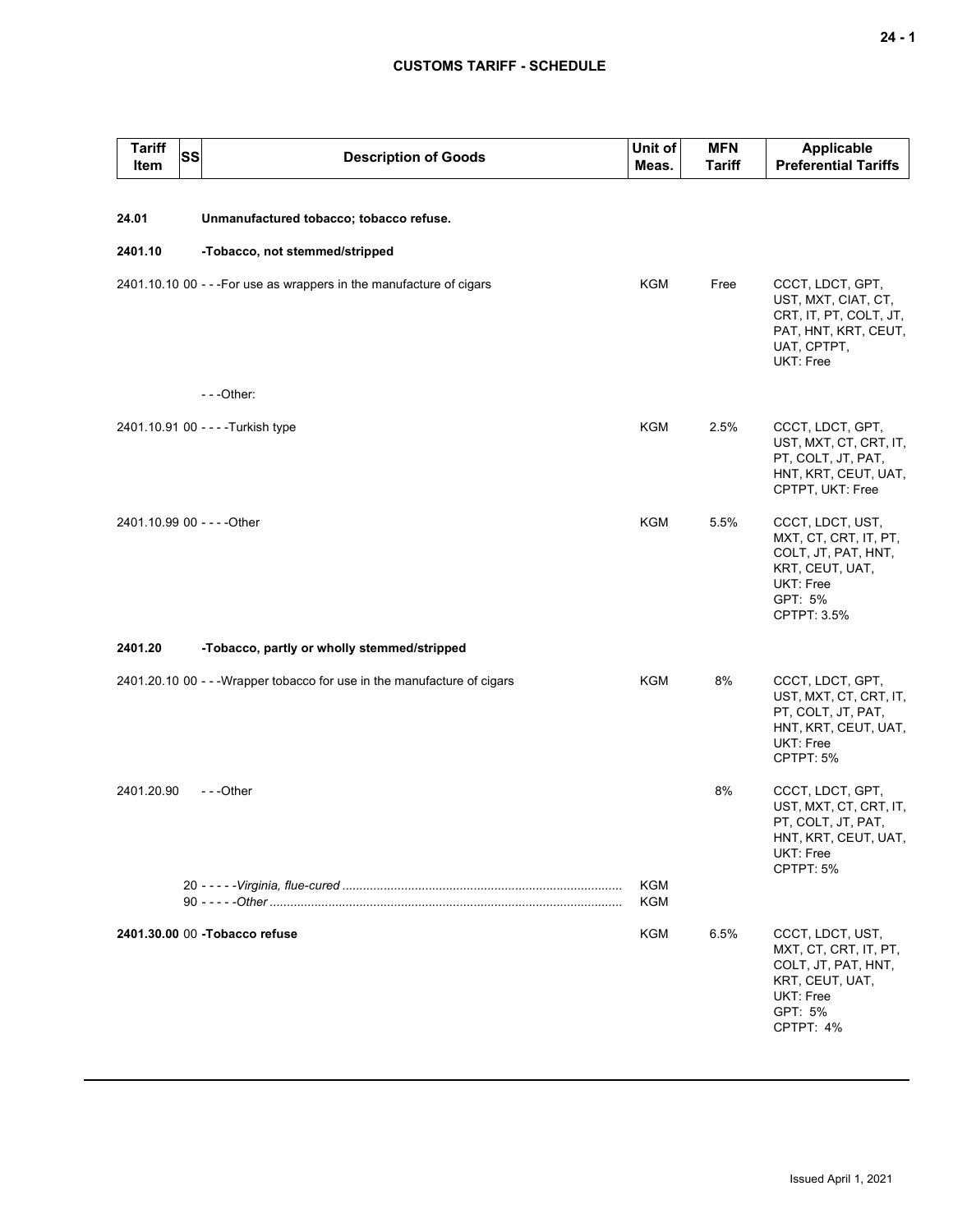## CUSTOMS TARIFF - SCHEDULE

| Tariff Item | SS | Description of Goods | Unit of Meas. | MFN Tariff | Applicable Preferential Tariffs |
|---|---|---|---|---|---|
| **24.01** | | **Unmanufactured tobacco; tobacco refuse.** | | | |
| **2401.10** | | **-Tobacco, not stemmed/stripped** | | | |
| 2401.10.10 | 00 | - - -For use as wrappers in the manufacture of cigars | KGM | Free | CCCT, LDCT, GPT, UST, MXT, CIAT, CT, CRT, IT, PT, COLT, JT, PAT, HNT, KRT, CEUT, UAT, CPTPT, UKT: Free |
| | | - - -Other: | | | |
| 2401.10.91 | 00 | - - - -Turkish type | KGM | 2.5% | CCCT, LDCT, GPT, UST, MXT, CT, CRT, IT, PT, COLT, JT, PAT, HNT, KRT, CEUT, UAT, CPTPT, UKT: Free |
| 2401.10.99 | 00 | - - - -Other | KGM | 5.5% | CCCT, LDCT, UST, MXT, CT, CRT, IT, PT, COLT, JT, PAT, HNT, KRT, CEUT, UAT, UKT: Free<br>GPT: 5%<br>CPTPT: 3.5% |
| **2401.20** | | **-Tobacco, partly or wholly stemmed/stripped** | | | |
| 2401.20.10 | 00 | - - -Wrapper tobacco for use in the manufacture of cigars | KGM | 8% | CCCT, LDCT, GPT, UST, MXT, CT, CRT, IT, PT, COLT, JT, PAT, HNT, KRT, CEUT, UAT, UKT: Free<br>CPTPT: 5% |
| 2401.20.90 | | - - -Other | | 8% | CCCT, LDCT, GPT, UST, MXT, CT, CRT, IT, PT, COLT, JT, PAT, HNT, KRT, CEUT, UAT, UKT: Free<br>CPTPT: 5% |
| | 20 | - - - - -*Virginia, flue-cured* | KGM | | |
| | 90 | - - - - -*Other* | KGM | | |
| **2401.30.00** | 00 | **-Tobacco refuse** | KGM | 6.5% | CCCT, LDCT, UST, MXT, CT, CRT, IT, PT, COLT, JT, PAT, HNT, KRT, CEUT, UAT, UKT: Free<br>GPT: 5%<br>CPTPT: 4% |

Issued April 1, 2021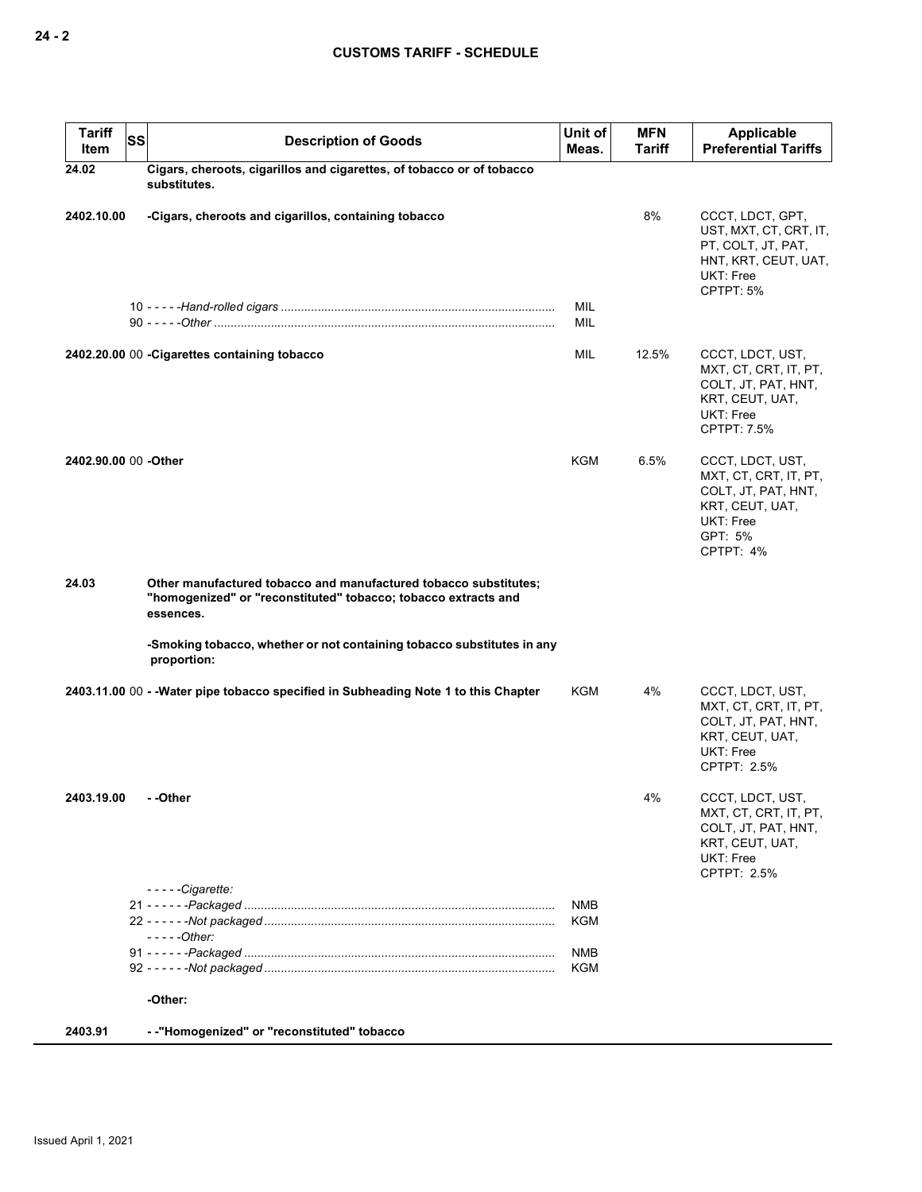| Tariff Item | SS | Description of Goods | Unit of Meas. | MFN Tariff | Applicable Preferential Tariffs |
|---|---|---|---|---|---|
| 24.02 | | **Cigars, cheroots, cigarillos and cigarettes, of tobacco or of tobacco substitutes.** | | | |
| 2402.10.00 | | **-Cigars, cheroots and cigarillos, containing tobacco** | | 8% | CCCT, LDCT, GPT, UST, MXT, CT, CRT, IT, PT, COLT, JT, PAT, HNT, KRT, CEUT, UAT, UKT: Free<br>CPTPT: 5% |
| | 10 | - - - - -*Hand-rolled cigars* | MIL | | |
| | 90 | - - - - -*Other* | MIL | | |
| 2402.20.00 | 00 | **-Cigarettes containing tobacco** | MIL | 12.5% | CCCT, LDCT, UST, MXT, CT, CRT, IT, PT, COLT, JT, PAT, HNT, KRT, CEUT, UAT, UKT: Free<br>CPTPT: 7.5% |
| 2402.90.00 | 00 | **-Other** | KGM | 6.5% | CCCT, LDCT, UST, MXT, CT, CRT, IT, PT, COLT, JT, PAT, HNT, KRT, CEUT, UAT, UKT: Free<br>GPT: 5%<br>CPTPT: 4% |
| 24.03 | | **Other manufactured tobacco and manufactured tobacco substitutes; "homogenized" or "reconstituted" tobacco; tobacco extracts and essences.** | | | |
| | | **-Smoking tobacco, whether or not containing tobacco substitutes in any proportion:** | | | |
| 2403.11.00 | 00 | **- -Water pipe tobacco specified in Subheading Note 1 to this Chapter** | KGM | 4% | CCCT, LDCT, UST, MXT, CT, CRT, IT, PT, COLT, JT, PAT, HNT, KRT, CEUT, UAT, UKT: Free<br>CPTPT: 2.5% |
| 2403.19.00 | | **- -Other** | | 4% | CCCT, LDCT, UST, MXT, CT, CRT, IT, PT, COLT, JT, PAT, HNT, KRT, CEUT, UAT, UKT: Free<br>CPTPT: 2.5% |
| | | - - - - -*Cigarette:* | | | |
| | 21 | - - - - - -*Packaged* | NMB | | |
| | 22 | - - - - - -*Not packaged* | KGM | | |
| | | - - - - -*Other:* | | | |
| | 91 | - - - - - -*Packaged* | NMB | | |
| | 92 | - - - - - -*Not packaged* | KGM | | |
| | | **-Other:** | | | |
| 2403.91 | | **- -"Homogenized" or "reconstituted" tobacco** | | | |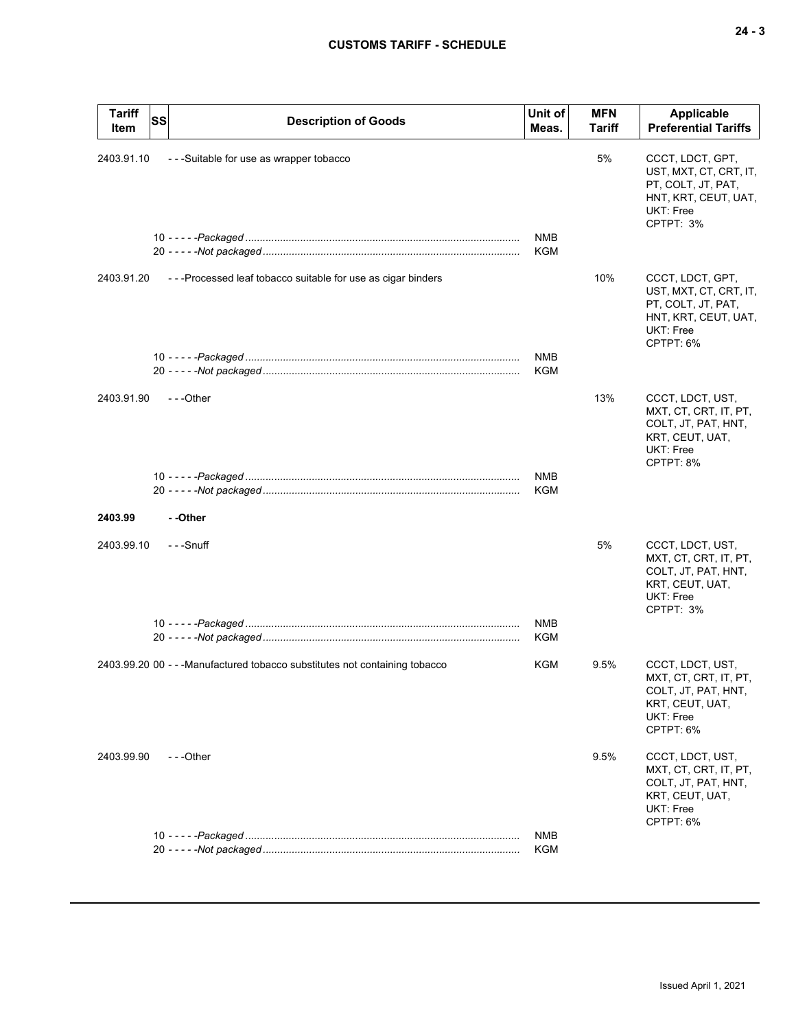| Tariff Item | SS | Description of Goods | Unit of Meas. | MFN Tariff | Applicable Preferential Tariffs |
|---|---|---|---|---|---|
| 2403.91.10 | | - - -Suitable for use as wrapper tobacco | | 5% | CCCT, LDCT, GPT, UST, MXT, CT, CRT, IT, PT, COLT, JT, PAT, HNT, KRT, CEUT, UAT, UKT: Free CPTPT: 3% |
| | | 10 - - - - -*Packaged* | NMB | | |
| | | 20 - - - - -*Not packaged* | KGM | | |
| 2403.91.20 | | - - -Processed leaf tobacco suitable for use as cigar binders | | 10% | CCCT, LDCT, GPT, UST, MXT, CT, CRT, IT, PT, COLT, JT, PAT, HNT, KRT, CEUT, UAT, UKT: Free CPTPT: 6% |
| | | 10 - - - - -*Packaged* | NMB | | |
| | | 20 - - - - -*Not packaged* | KGM | | |
| 2403.91.90 | | - - -Other | | 13% | CCCT, LDCT, UST, MXT, CT, CRT, IT, PT, COLT, JT, PAT, HNT, KRT, CEUT, UAT, UKT: Free CPTPT: 8% |
| | | 10 - - - - -*Packaged* | NMB | | |
| | | 20 - - - - -*Not packaged* | KGM | | |
| **2403.99** | | **- -Other** | | | |
| 2403.99.10 | | - - -Snuff | | 5% | CCCT, LDCT, UST, MXT, CT, CRT, IT, PT, COLT, JT, PAT, HNT, KRT, CEUT, UAT, UKT: Free CPTPT: 3% |
| | | 10 - - - - -*Packaged* | NMB | | |
| | | 20 - - - - -*Not packaged* | KGM | | |
| 2403.99.20 00 | | - - -Manufactured tobacco substitutes not containing tobacco | KGM | 9.5% | CCCT, LDCT, UST, MXT, CT, CRT, IT, PT, COLT, JT, PAT, HNT, KRT, CEUT, UAT, UKT: Free CPTPT: 6% |
| 2403.99.90 | | - - -Other | | 9.5% | CCCT, LDCT, UST, MXT, CT, CRT, IT, PT, COLT, JT, PAT, HNT, KRT, CEUT, UAT, UKT: Free CPTPT: 6% |
| | | 10 - - - - -*Packaged* | NMB | | |
| | | 20 - - - - -*Not packaged* | KGM | | |